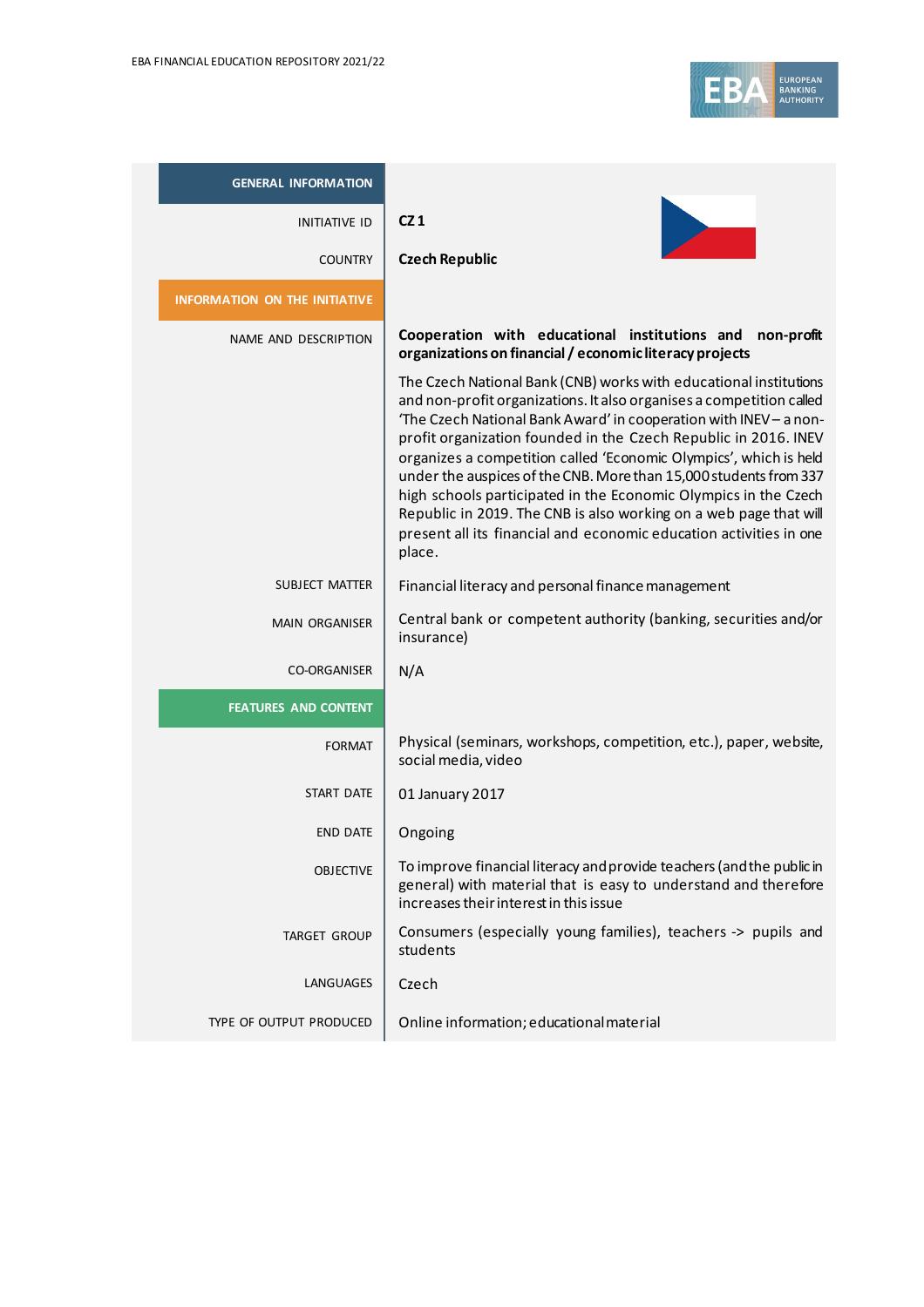| GENERAL INFORMATION | |
| --- | --- |
| INITIATIVE ID | **CZ 1** |
| COUNTRY | **Czech Republic** |
| **INFORMATION ON THE INITIATIVE** | |
| NAME AND DESCRIPTION | **Cooperation with educational institutions and non-profit organizations on financial / economic literacy projects**<br><br>The Czech National Bank (CNB) works with educational institutions and non-profit organizations. It also organises a competition called 'The Czech National Bank Award' in cooperation with INEV – a non-profit organization founded in the Czech Republic in 2016. INEV organizes a competition called 'Economic Olympics', which is held under the auspices of the CNB. More than 15,000 students from 337 high schools participated in the Economic Olympics in the Czech Republic in 2019. The CNB is also working on a web page that will present all its financial and economic education activities in one place. |
| SUBJECT MATTER | Financial literacy and personal finance management |
| MAIN ORGANISER | Central bank or competent authority (banking, securities and/or insurance) |
| CO-ORGANISER | N/A |
| **FEATURES AND CONTENT** | |
| FORMAT | Physical (seminars, workshops, competition, etc.), paper, website, social media, video |
| START DATE | 01 January 2017 |
| END DATE | Ongoing |
| OBJECTIVE | To improve financial literacy and provide teachers (and the public in general) with material that is easy to understand and therefore increases their interest in this issue |
| TARGET GROUP | Consumers (especially young families), teachers -> pupils and students |
| LANGUAGES | Czech |
| TYPE OF OUTPUT PRODUCED | Online information; educational material |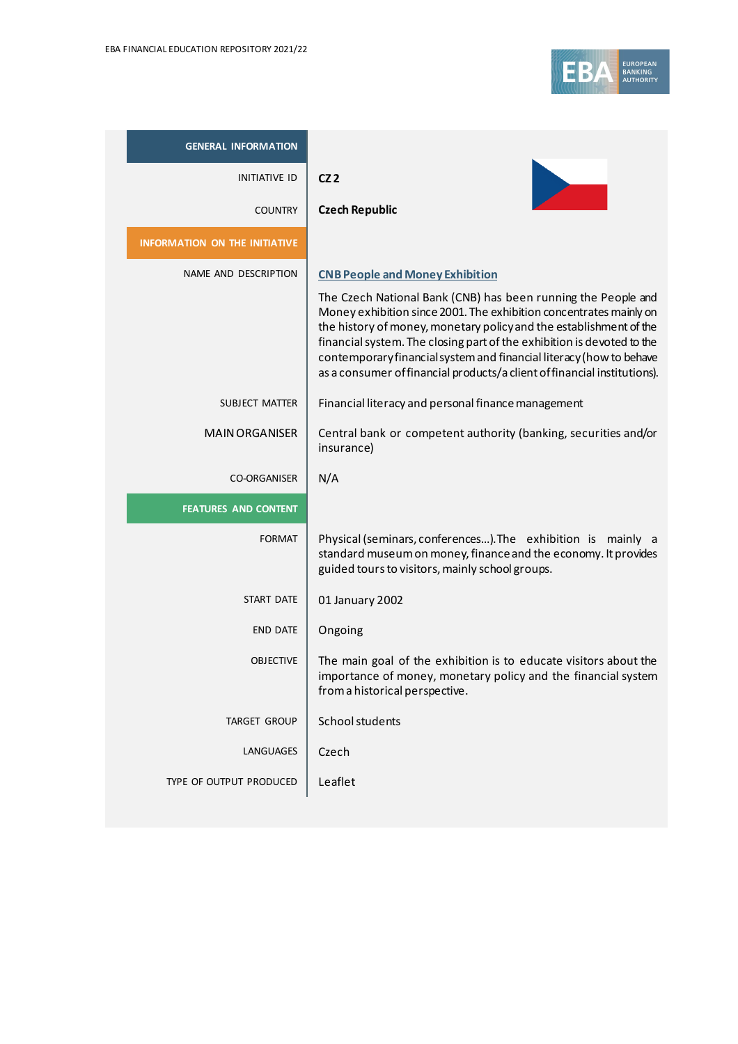## GENERAL INFORMATION

| | |
|---|---|
| INITIATIVE ID | **CZ 2** |
| COUNTRY | **Czech Republic** |

## INFORMATION ON THE INITIATIVE

| | |
|---|---|
| NAME AND DESCRIPTION | **CNB People and Money Exhibition**<br><br>The Czech National Bank (CNB) has been running the People and Money exhibition since 2001. The exhibition concentrates mainly on the history of money, monetary policy and the establishment of the financial system. The closing part of the exhibition is devoted to the contemporary financial system and financial literacy (how to behave as a consumer of financial products/a client of financial institutions). |
| SUBJECT MATTER | Financial literacy and personal finance management |
| MAIN ORGANISER | Central bank or competent authority (banking, securities and/or insurance) |
| CO-ORGANISER | N/A |

## FEATURES AND CONTENT

| | |
|---|---|
| FORMAT | Physical (seminars, conferences…). The exhibition is mainly a standard museum on money, finance and the economy. It provides guided tours to visitors, mainly school groups. |
| START DATE | 01 January 2002 |
| END DATE | Ongoing |
| OBJECTIVE | The main goal of the exhibition is to educate visitors about the importance of money, monetary policy and the financial system from a historical perspective. |
| TARGET GROUP | School students |
| LANGUAGES | Czech |
| TYPE OF OUTPUT PRODUCED | Leaflet |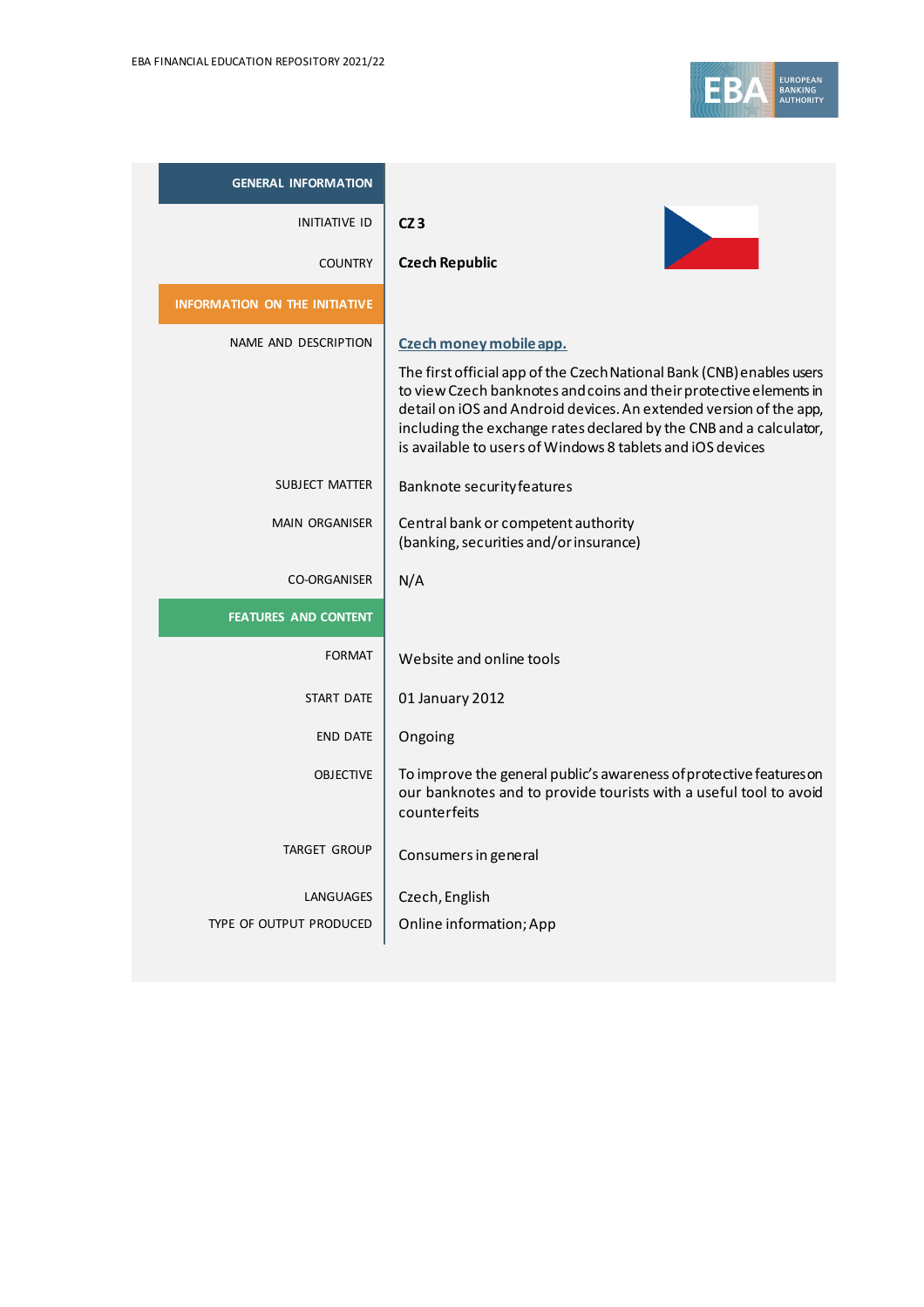| GENERAL INFORMATION | |
|---|---|
| INITIATIVE ID | **CZ 3** |
| COUNTRY | **Czech Republic** |
| **INFORMATION ON THE INITIATIVE** | |
| NAME AND DESCRIPTION | **Czech money mobile app.**<br><br>The first official app of the Czech National Bank (CNB) enables users to view Czech banknotes and coins and their protective elements in detail on iOS and Android devices. An extended version of the app, including the exchange rates declared by the CNB and a calculator, is available to users of Windows 8 tablets and iOS devices |
| SUBJECT MATTER | Banknote security features |
| MAIN ORGANISER | Central bank or competent authority (banking, securities and/or insurance) |
| CO-ORGANISER | N/A |
| **FEATURES AND CONTENT** | |
| FORMAT | Website and online tools |
| START DATE | 01 January 2012 |
| END DATE | Ongoing |
| OBJECTIVE | To improve the general public's awareness of protective features on our banknotes and to provide tourists with a useful tool to avoid counterfeits |
| TARGET GROUP | Consumers in general |
| LANGUAGES | Czech, English |
| TYPE OF OUTPUT PRODUCED | Online information; App |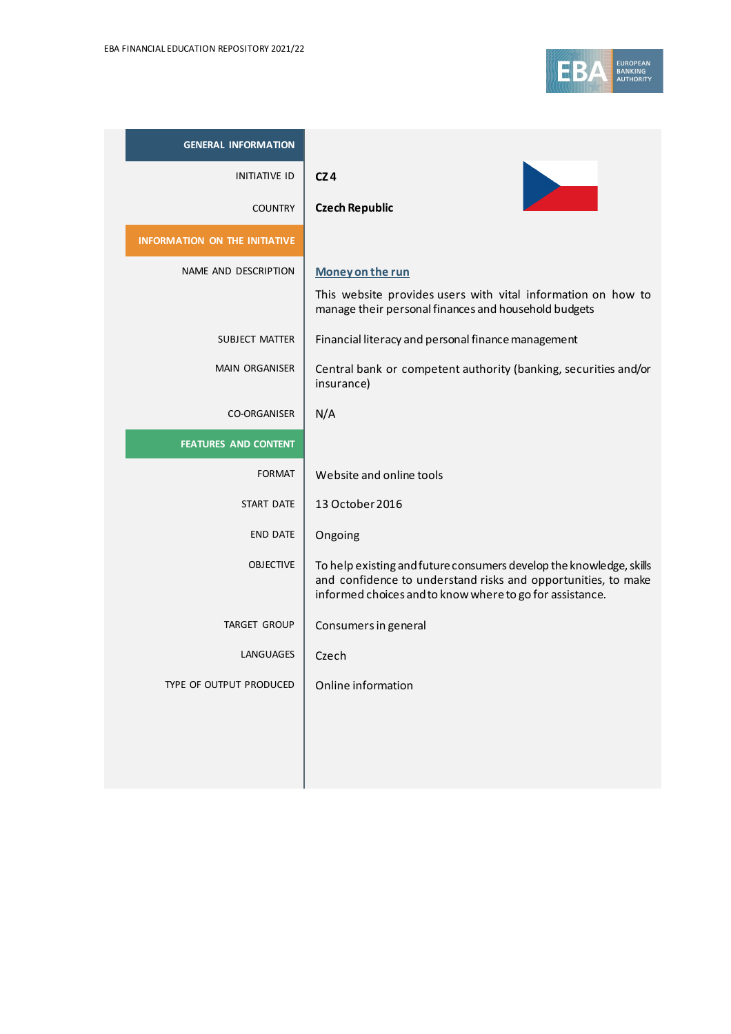| GENERAL INFORMATION | |
|---|---|
| INITIATIVE ID | **CZ 4** |
| COUNTRY | **Czech Republic** |
| **INFORMATION ON THE INITIATIVE** | |
| NAME AND DESCRIPTION | **Money on the run**<br><br>This website provides users with vital information on how to manage their personal finances and household budgets |
| SUBJECT MATTER | Financial literacy and personal finance management |
| MAIN ORGANISER | Central bank or competent authority (banking, securities and/or insurance) |
| CO-ORGANISER | N/A |
| **FEATURES AND CONTENT** | |
| FORMAT | Website and online tools |
| START DATE | 13 October 2016 |
| END DATE | Ongoing |
| OBJECTIVE | To help existing and future consumers develop the knowledge, skills and confidence to understand risks and opportunities, to make informed choices and to know where to go for assistance. |
| TARGET GROUP | Consumers in general |
| LANGUAGES | Czech |
| TYPE OF OUTPUT PRODUCED | Online information |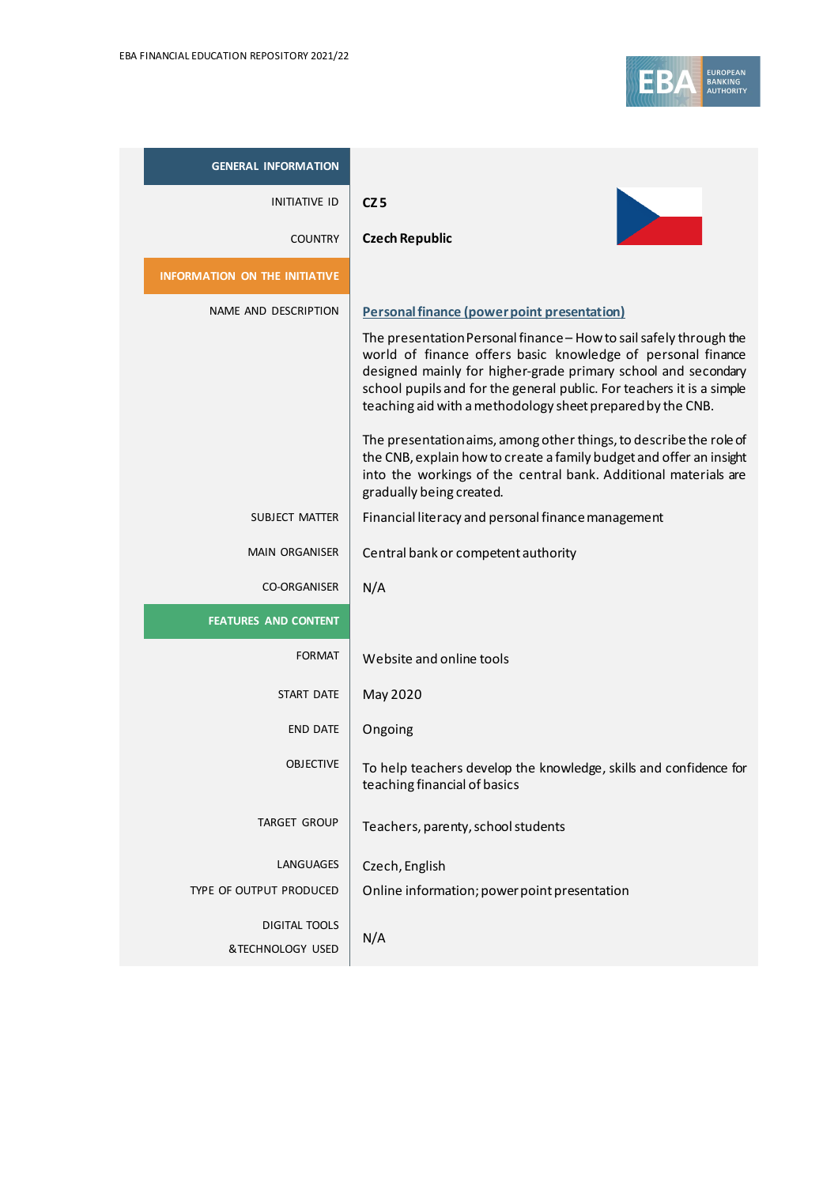| GENERAL INFORMATION | |
|---|---|
| INITIATIVE ID | **CZ 5** |
| COUNTRY | **Czech Republic** |
| **INFORMATION ON THE INITIATIVE** | |
| NAME AND DESCRIPTION | **Personal finance (power point presentation)**<br><br>The presentation Personal finance – How to sail safely through the world of finance offers basic knowledge of personal finance designed mainly for higher-grade primary school and secondary school pupils and for the general public. For teachers it is a simple teaching aid with a methodology sheet prepared by the CNB.<br><br>The presentation aims, among other things, to describe the role of the CNB, explain how to create a family budget and offer an insight into the workings of the central bank. Additional materials are gradually being created. |
| SUBJECT MATTER | Financial literacy and personal finance management |
| MAIN ORGANISER | Central bank or competent authority |
| CO-ORGANISER | N/A |
| **FEATURES AND CONTENT** | |
| FORMAT | Website and online tools |
| START DATE | May 2020 |
| END DATE | Ongoing |
| OBJECTIVE | To help teachers develop the knowledge, skills and confidence for teaching financial of basics |
| TARGET GROUP | Teachers, parenty, school students |
| LANGUAGES | Czech, English |
| TYPE OF OUTPUT PRODUCED | Online information; power point presentation |
| DIGITAL TOOLS & TECHNOLOGY USED | N/A |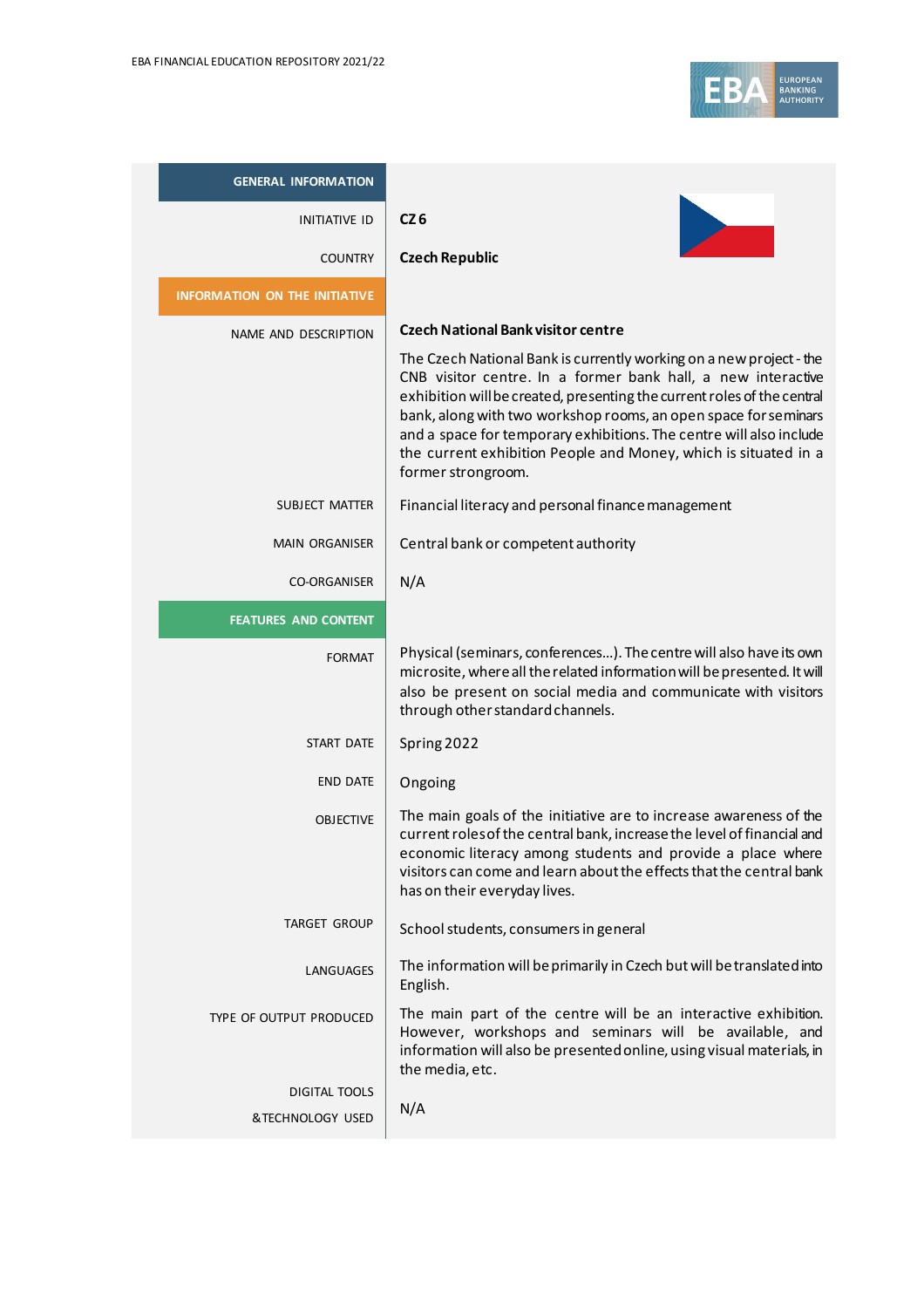| | |
|---|---|
| **GENERAL INFORMATION** | |
| INITIATIVE ID | **CZ 6** |
| COUNTRY | **Czech Republic** |
| **INFORMATION ON THE INITIATIVE** | |
| NAME AND DESCRIPTION | **Czech National Bank visitor centre**<br><br>The Czech National Bank is currently working on a new project - the CNB visitor centre. In a former bank hall, a new interactive exhibition will be created, presenting the current roles of the central bank, along with two workshop rooms, an open space for seminars and a space for temporary exhibitions. The centre will also include the current exhibition People and Money, which is situated in a former strongroom. |
| SUBJECT MATTER | Financial literacy and personal finance management |
| MAIN ORGANISER | Central bank or competent authority |
| CO-ORGANISER | N/A |
| **FEATURES AND CONTENT** | |
| FORMAT | Physical (seminars, conferences…). The centre will also have its own microsite, where all the related information will be presented. It will also be present on social media and communicate with visitors through other standard channels. |
| START DATE | Spring 2022 |
| END DATE | Ongoing |
| OBJECTIVE | The main goals of the initiative are to increase awareness of the current roles of the central bank, increase the level of financial and economic literacy among students and provide a place where visitors can come and learn about the effects that the central bank has on their everyday lives. |
| TARGET GROUP | School students, consumers in general |
| LANGUAGES | The information will be primarily in Czech but will be translated into English. |
| TYPE OF OUTPUT PRODUCED | The main part of the centre will be an interactive exhibition. However, workshops and seminars will be available, and information will also be presented online, using visual materials, in the media, etc. |
| DIGITAL TOOLS & TECHNOLOGY USED | N/A |